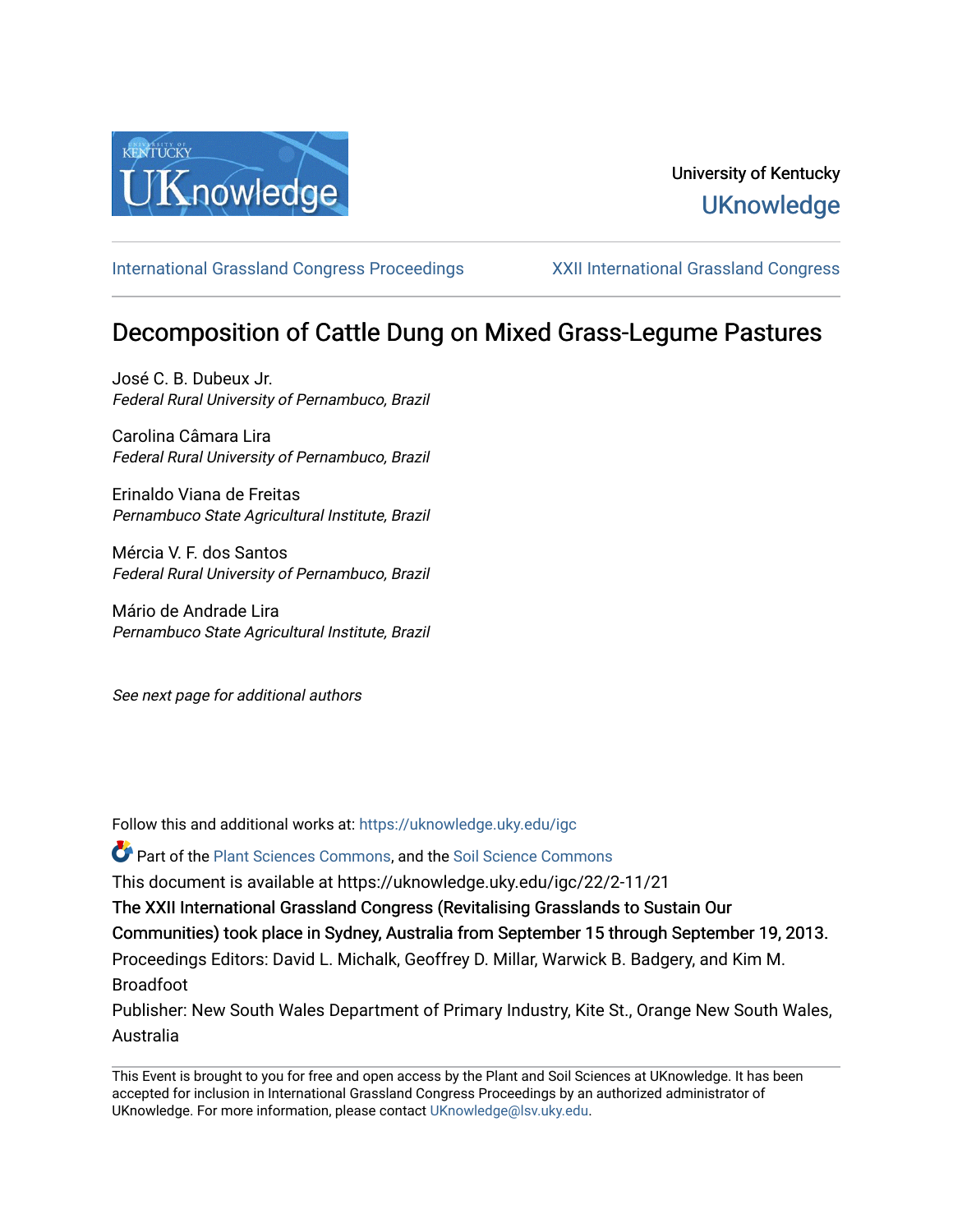University of Kentucky
UKnowledge

International Grassland Congress Proceedings | XXII International Grassland Congress

# Decomposition of Cattle Dung on Mixed Grass-Legume Pastures

José C. B. Dubeux Jr.
*Federal Rural University of Pernambuco, Brazil*

Carolina Câmara Lira
*Federal Rural University of Pernambuco, Brazil*

Erinaldo Viana de Freitas
*Pernambuco State Agricultural Institute, Brazil*

Mércia V. F. dos Santos
*Federal Rural University of Pernambuco, Brazil*

Mário de Andrade Lira
*Pernambuco State Agricultural Institute, Brazil*

*See next page for additional authors*

Follow this and additional works at: https://uknowledge.uky.edu/igc

Part of the Plant Sciences Commons, and the Soil Science Commons

This document is available at https://uknowledge.uky.edu/igc/22/2-11/21

The XXII International Grassland Congress (Revitalising Grasslands to Sustain Our Communities) took place in Sydney, Australia from September 15 through September 19, 2013.

Proceedings Editors: David L. Michalk, Geoffrey D. Millar, Warwick B. Badgery, and Kim M. Broadfoot

Publisher: New South Wales Department of Primary Industry, Kite St., Orange New South Wales, Australia

This Event is brought to you for free and open access by the Plant and Soil Sciences at UKnowledge. It has been accepted for inclusion in International Grassland Congress Proceedings by an authorized administrator of UKnowledge. For more information, please contact UKnowledge@lsv.uky.edu.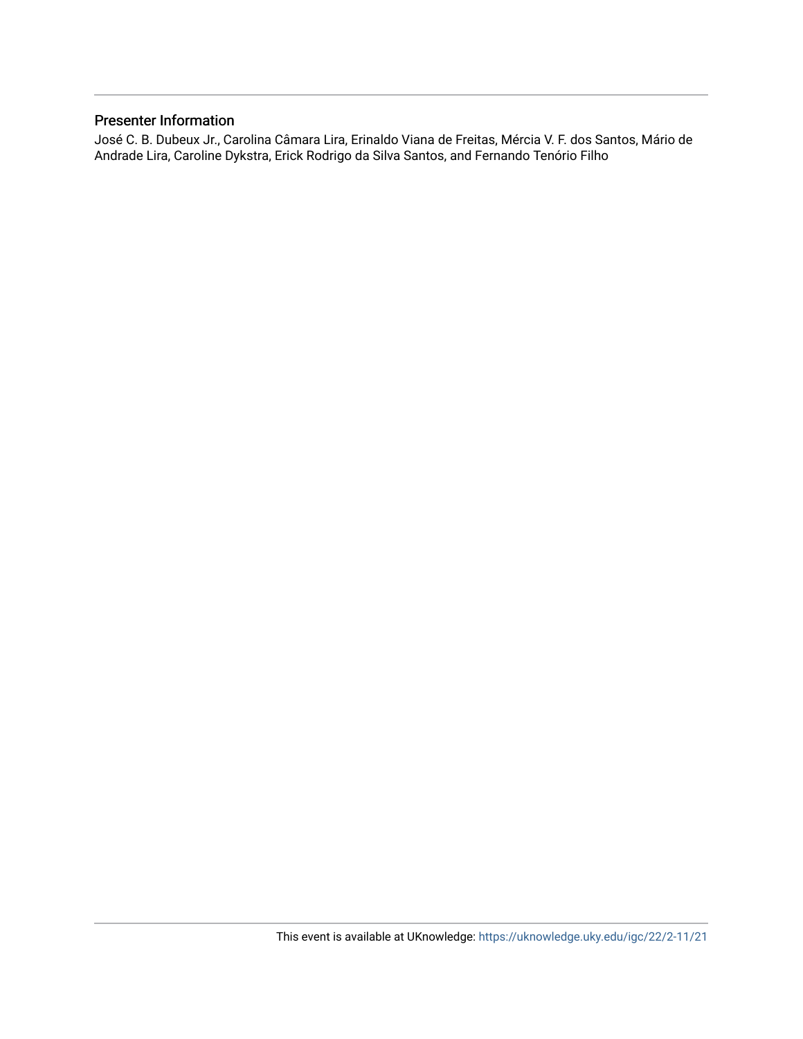## Presenter Information

José C. B. Dubeux Jr., Carolina Câmara Lira, Erinaldo Viana de Freitas, Mércia V. F. dos Santos, Mário de Andrade Lira, Caroline Dykstra, Erick Rodrigo da Silva Santos, and Fernando Tenório Filho

This event is available at UKnowledge: https://uknowledge.uky.edu/igc/22/2-11/21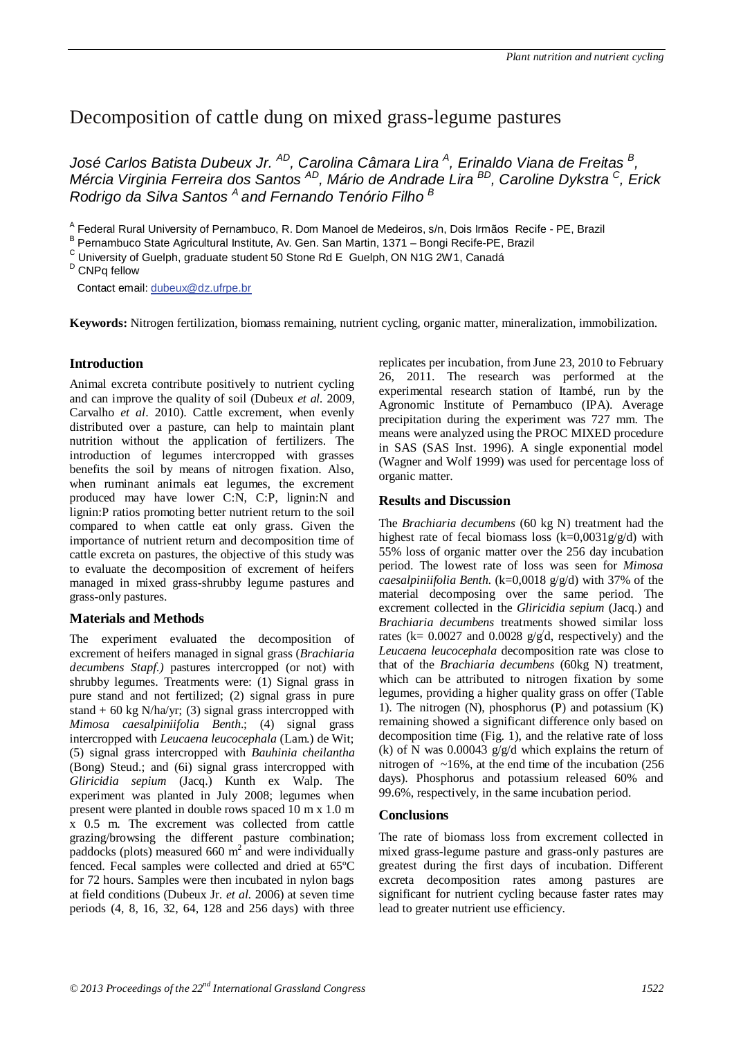# Decomposition of cattle dung on mixed grass-legume pastures

*José Carlos Batista Dubeux Jr.* [AD]*, Carolina Câmara Lira* [A]*, Erinaldo Viana de Freitas* [B]*, Mércia Virginia Ferreira dos Santos* [AD]*, Mário de Andrade Lira* [BD]*, Caroline Dykstra* [C]*, Erick Rodrigo da Silva Santos* [A] *and Fernando Tenório Filho* [B]

[A] Federal Rural University of Pernambuco, R. Dom Manoel de Medeiros, s/n, Dois Irmãos Recife - PE, Brazil
[B] Pernambuco State Agricultural Institute, Av. Gen. San Martin, 1371 – Bongi Recife-PE, Brazil
[C] University of Guelph, graduate student 50 Stone Rd E Guelph, ON N1G 2W1, Canadá
[D] CNPq fellow

Contact email: dubeux@dz.ufrpe.br

**Keywords:** Nitrogen fertilization, biomass remaining, nutrient cycling, organic matter, mineralization, immobilization.

## Introduction

Animal excreta contribute positively to nutrient cycling and can improve the quality of soil (Dubeux *et al.* 2009, Carvalho *et al*. 2010). Cattle excrement, when evenly distributed over a pasture, can help to maintain plant nutrition without the application of fertilizers. The introduction of legumes intercropped with grasses benefits the soil by means of nitrogen fixation. Also, when ruminant animals eat legumes, the excrement produced may have lower C:N, C:P, lignin:N and lignin:P ratios promoting better nutrient return to the soil compared to when cattle eat only grass. Given the importance of nutrient return and decomposition time of cattle excreta on pastures, the objective of this study was to evaluate the decomposition of excrement of heifers managed in mixed grass-shrubby legume pastures and grass-only pastures.

## Materials and Methods

The experiment evaluated the decomposition of excrement of heifers managed in signal grass (*Brachiaria decumbens Stapf.)* pastures intercropped (or not) with shrubby legumes. Treatments were: (1) Signal grass in pure stand and not fertilized; (2) signal grass in pure stand + 60 kg N/ha/yr; (3) signal grass intercropped with *Mimosa caesalpiniifolia Benth*.; (4) signal grass intercropped with *Leucaena leucocephala* (Lam.) de Wit; (5) signal grass intercropped with *Bauhinia cheilantha* (Bong) Steud.; and (6i) signal grass intercropped with *Gliricidia sepium* (Jacq.) Kunth ex Walp. The experiment was planted in July 2008; legumes when present were planted in double rows spaced 10 m x 1.0 m x 0.5 m. The excrement was collected from cattle grazing/browsing the different pasture combination; paddocks (plots) measured 660 $m^2$ and were individually fenced. Fecal samples were collected and dried at 65ºC for 72 hours. Samples were then incubated in nylon bags at field conditions (Dubeux Jr. *et al.* 2006) at seven time periods (4, 8, 16, 32, 64, 128 and 256 days) with three replicates per incubation, from June 23, 2010 to February 26, 2011. The research was performed at the experimental research station of Itambé, run by the Agronomic Institute of Pernambuco (IPA). Average precipitation during the experiment was 727 mm. The means were analyzed using the PROC MIXED procedure in SAS (SAS Inst. 1996). A single exponential model (Wagner and Wolf 1999) was used for percentage loss of organic matter.

## Results and Discussion

The *Brachiaria decumbens* (60 kg N) treatment had the highest rate of fecal biomass loss (k=0,0031g/g/d) with 55% loss of organic matter over the 256 day incubation period. The lowest rate of loss was seen for *Mimosa caesalpiniifolia Benth.* (k=0,0018 g/g/d) with 37% of the material decomposing over the same period. The excrement collected in the *Gliricidia sepium* (Jacq.) and *Brachiaria decumbens* treatments showed similar loss rates (k= 0.0027 and 0.0028 g/g/d, respectively) and the *Leucaena leucocephala* decomposition rate was close to that of the *Brachiaria decumbens* (60kg N) treatment, which can be attributed to nitrogen fixation by some legumes, providing a higher quality grass on offer (Table 1). The nitrogen (N), phosphorus (P) and potassium (K) remaining showed a significant difference only based on decomposition time (Fig. 1), and the relative rate of loss (k) of N was 0.00043 g/g/d which explains the return of nitrogen of ~16%, at the end time of the incubation (256 days). Phosphorus and potassium released 60% and 99.6%, respectively, in the same incubation period.

## Conclusions

The rate of biomass loss from excrement collected in mixed grass-legume pasture and grass-only pastures are greatest during the first days of incubation. Different excreta decomposition rates among pastures are significant for nutrient cycling because faster rates may lead to greater nutrient use efficiency.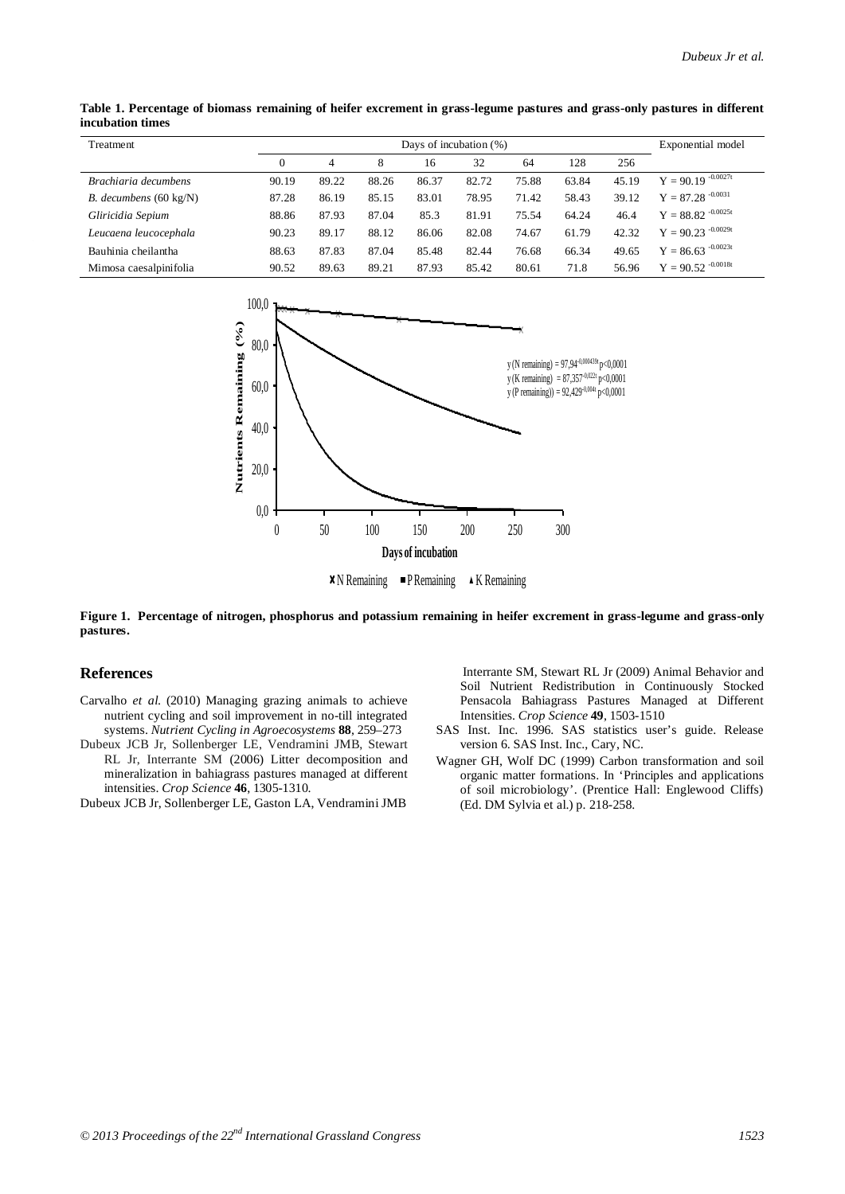**Table 1. Percentage of biomass remaining of heifer excrement in grass-legume pastures and grass-only pastures in different incubation times**

| Treatment | Days of incubation (%) | | | | | | | | Exponential model |
|---|---|---|---|---|---|---|---|---|---|
| | 0 | 4 | 8 | 16 | 32 | 64 | 128 | 256 | |
| *Brachiaria decumbens* | 90.19 | 89.22 | 88.26 | 86.37 | 82.72 | 75.88 | 63.84 | 45.19 | $Y = 90.19^{-0.0027t}$ |
| *B. decumbens* (60 kg/N) | 87.28 | 86.19 | 85.15 | 83.01 | 78.95 | 71.42 | 58.43 | 39.12 | $Y = 87.28^{-0.0031}$ |
| *Gliricidia Sepium* | 88.86 | 87.93 | 87.04 | 85.3 | 81.91 | 75.54 | 64.24 | 46.4 | $Y = 88.82^{-0.0025t}$ |
| *Leucaena leucocephala* | 90.23 | 89.17 | 88.12 | 86.06 | 82.08 | 74.67 | 61.79 | 42.32 | $Y = 90.23^{-0.0029t}$ |
| Bauhinia cheilantha | 88.63 | 87.83 | 87.04 | 85.48 | 82.44 | 76.68 | 66.34 | 49.65 | $Y = 86.63^{-0.0023t}$ |
| Mimosa caesalpinifolia | 90.52 | 89.63 | 89.21 | 87.93 | 85.42 | 80.61 | 71.8 | 56.96 | $Y = 90.52^{-0.0018t}$ |

Nutrients Remaining (%)

100,0
80,0
60,0
40,0
20,0
0,0

0 50 100 150 200 250 300

Days of incubation

y (N remaining) = 97,94$^{-0,000439t}$ p<0,0001
y (K remaining) = 87,357$^{-0,022t}$ p<0,0001
y (P remaining)) = 92,429$^{-0,004t}$ p<0,0001

N Remaining P Remaining K Remaining

**Figure 1. Percentage of nitrogen, phosphorus and potassium remaining in heifer excrement in grass-legume and grass-only pastures.**

## References

Carvalho *et al.* (2010) Managing grazing animals to achieve nutrient cycling and soil improvement in no-till integrated systems. *Nutrient Cycling in Agroecosystems* **88**, 259–273

Dubeux JCB Jr, Sollenberger LE, Vendramini JMB, Stewart RL Jr, Interrante SM (2006) Litter decomposition and mineralization in bahiagrass pastures managed at different intensities. *Crop Science* **46**, 1305-1310.

Dubeux JCB Jr, Sollenberger LE, Gaston LA, Vendramini JMB Interrante SM, Stewart RL Jr (2009) Animal Behavior and Soil Nutrient Redistribution in Continuously Stocked Pensacola Bahiagrass Pastures Managed at Different Intensities. *Crop Science* **49**, 1503-1510

SAS Inst. Inc. 1996. SAS statistics user's guide. Release version 6. SAS Inst. Inc., Cary, NC.

Wagner GH, Wolf DC (1999) Carbon transformation and soil organic matter formations. In 'Principles and applications of soil microbiology'. (Prentice Hall: Englewood Cliffs) (Ed. DM Sylvia et al.) p. 218-258.